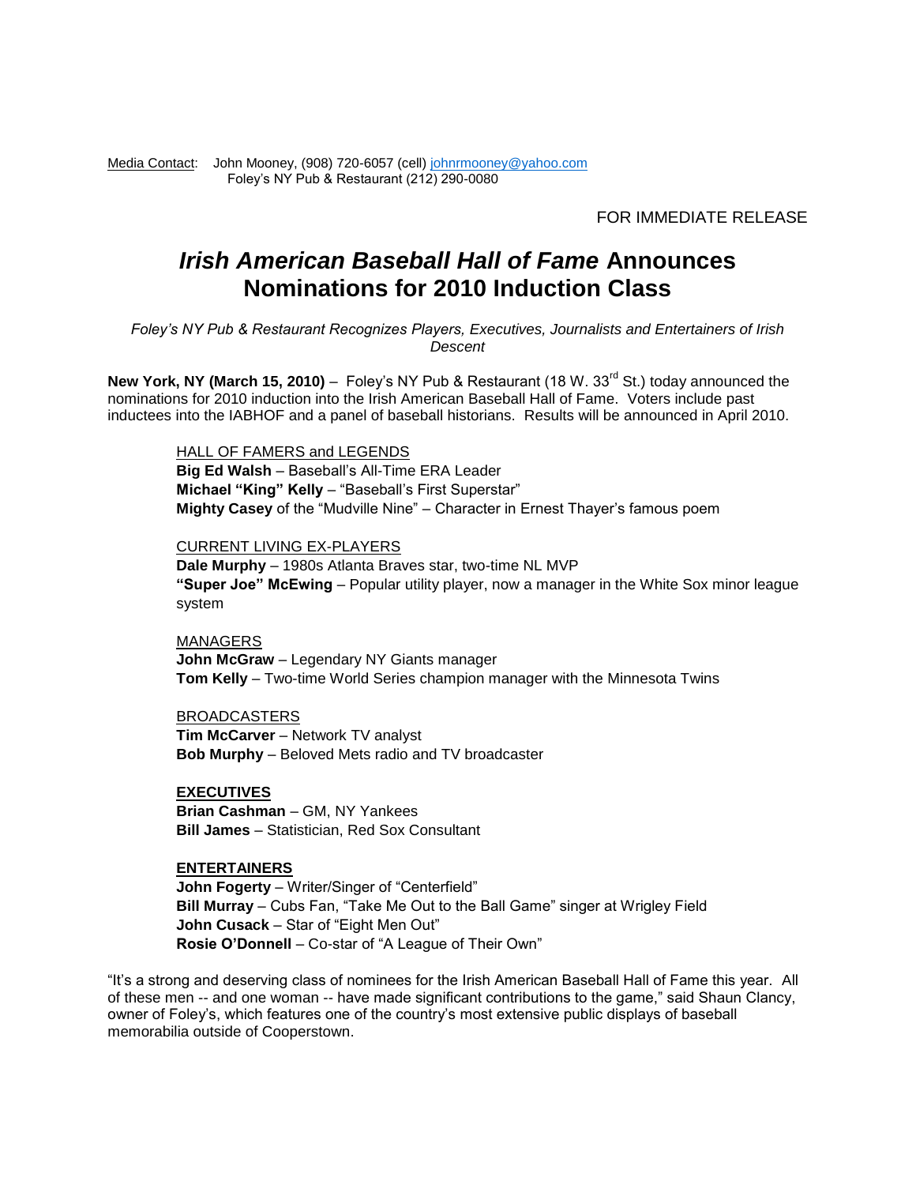Media Contact: John Mooney, (908) 720-6057 (cell) johnrmooney@yahoo.com
Foley's NY Pub & Restaurant (212) 290-0080

FOR IMMEDIATE RELEASE

# *Irish American Baseball Hall of Fame* Announces Nominations for 2010 Induction Class

*Foley's NY Pub & Restaurant Recognizes Players, Executives, Journalists and Entertainers of Irish Descent*

**New York, NY (March 15, 2010)** – Foley's NY Pub & Restaurant (18 W. 33rd St.) today announced the nominations for 2010 induction into the Irish American Baseball Hall of Fame. Voters include past inductees into the IABHOF and a panel of baseball historians. Results will be announced in April 2010.

HALL OF FAMERS and LEGENDS
**Big Ed Walsh** – Baseball's All-Time ERA Leader
**Michael "King" Kelly** – "Baseball's First Superstar"
**Mighty Casey** of the "Mudville Nine" – Character in Ernest Thayer's famous poem

CURRENT LIVING EX-PLAYERS
**Dale Murphy** – 1980s Atlanta Braves star, two-time NL MVP
**"Super Joe" McEwing** – Popular utility player, now a manager in the White Sox minor league system

MANAGERS
**John McGraw** – Legendary NY Giants manager
**Tom Kelly** – Two-time World Series champion manager with the Minnesota Twins

BROADCASTERS
**Tim McCarver** – Network TV analyst
**Bob Murphy** – Beloved Mets radio and TV broadcaster

**EXECUTIVES**
**Brian Cashman** – GM, NY Yankees
**Bill James** – Statistician, Red Sox Consultant

**ENTERTAINERS**
**John Fogerty** – Writer/Singer of "Centerfield"
**Bill Murray** – Cubs Fan, "Take Me Out to the Ball Game" singer at Wrigley Field
**John Cusack** – Star of "Eight Men Out"
**Rosie O'Donnell** – Co-star of "A League of Their Own"

"It's a strong and deserving class of nominees for the Irish American Baseball Hall of Fame this year. All of these men -- and one woman -- have made significant contributions to the game," said Shaun Clancy, owner of Foley's, which features one of the country's most extensive public displays of baseball memorabilia outside of Cooperstown.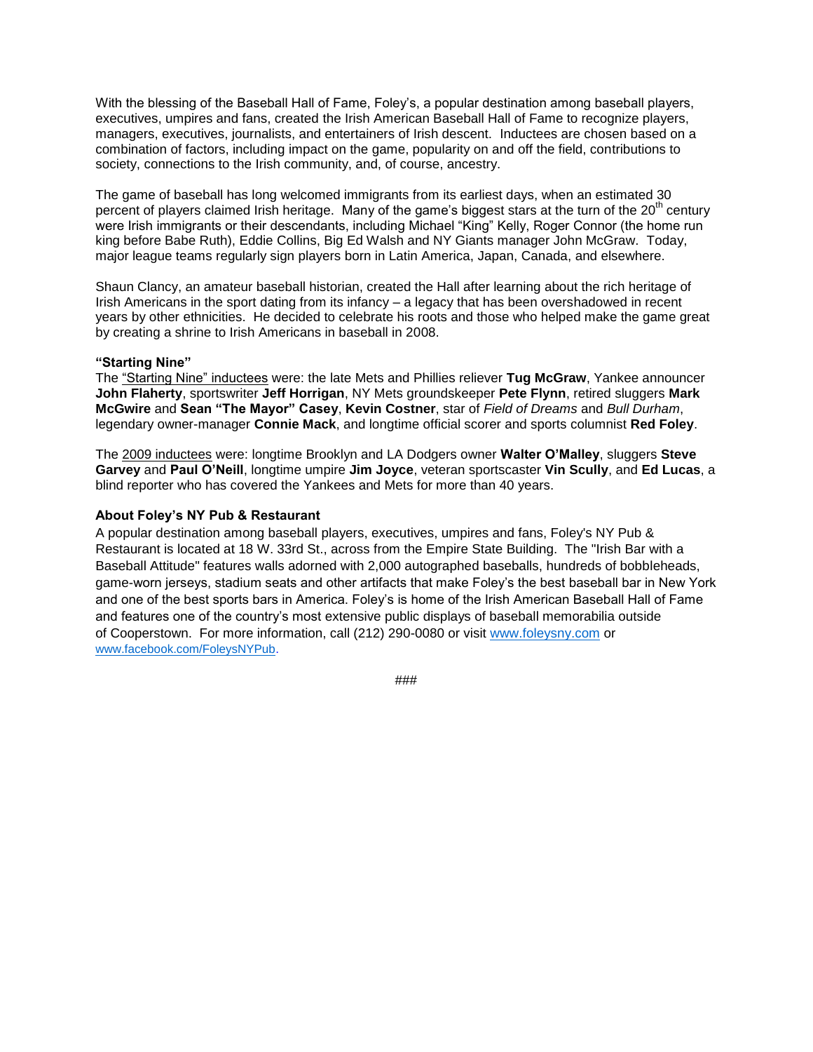With the blessing of the Baseball Hall of Fame, Foley's, a popular destination among baseball players, executives, umpires and fans, created the Irish American Baseball Hall of Fame to recognize players, managers, executives, journalists, and entertainers of Irish descent. Inductees are chosen based on a combination of factors, including impact on the game, popularity on and off the field, contributions to society, connections to the Irish community, and, of course, ancestry.

The game of baseball has long welcomed immigrants from its earliest days, when an estimated 30 percent of players claimed Irish heritage. Many of the game's biggest stars at the turn of the 20th century were Irish immigrants or their descendants, including Michael "King" Kelly, Roger Connor (the home run king before Babe Ruth), Eddie Collins, Big Ed Walsh and NY Giants manager John McGraw. Today, major league teams regularly sign players born in Latin America, Japan, Canada, and elsewhere.

Shaun Clancy, an amateur baseball historian, created the Hall after learning about the rich heritage of Irish Americans in the sport dating from its infancy – a legacy that has been overshadowed in recent years by other ethnicities. He decided to celebrate his roots and those who helped make the game great by creating a shrine to Irish Americans in baseball in 2008.

**"Starting Nine"**

The "Starting Nine" inductees were: the late Mets and Phillies reliever **Tug McGraw**, Yankee announcer **John Flaherty**, sportswriter **Jeff Horrigan**, NY Mets groundskeeper **Pete Flynn**, retired sluggers **Mark McGwire** and **Sean "The Mayor" Casey**, **Kevin Costner**, star of *Field of Dreams* and *Bull Durham*, legendary owner-manager **Connie Mack**, and longtime official scorer and sports columnist **Red Foley**.

The 2009 inductees were: longtime Brooklyn and LA Dodgers owner **Walter O'Malley**, sluggers **Steve Garvey** and **Paul O'Neill**, longtime umpire **Jim Joyce**, veteran sportscaster **Vin Scully**, and **Ed Lucas**, a blind reporter who has covered the Yankees and Mets for more than 40 years.

**About Foley's NY Pub & Restaurant**

A popular destination among baseball players, executives, umpires and fans, Foley's NY Pub & Restaurant is located at 18 W. 33rd St., across from the Empire State Building. The "Irish Bar with a Baseball Attitude" features walls adorned with 2,000 autographed baseballs, hundreds of bobbleheads, game-worn jerseys, stadium seats and other artifacts that make Foley's the best baseball bar in New York and one of the best sports bars in America. Foley's is home of the Irish American Baseball Hall of Fame and features one of the country's most extensive public displays of baseball memorabilia outside of Cooperstown. For more information, call (212) 290-0080 or visit www.foleysny.com or www.facebook.com/FoleysNYPub.

###